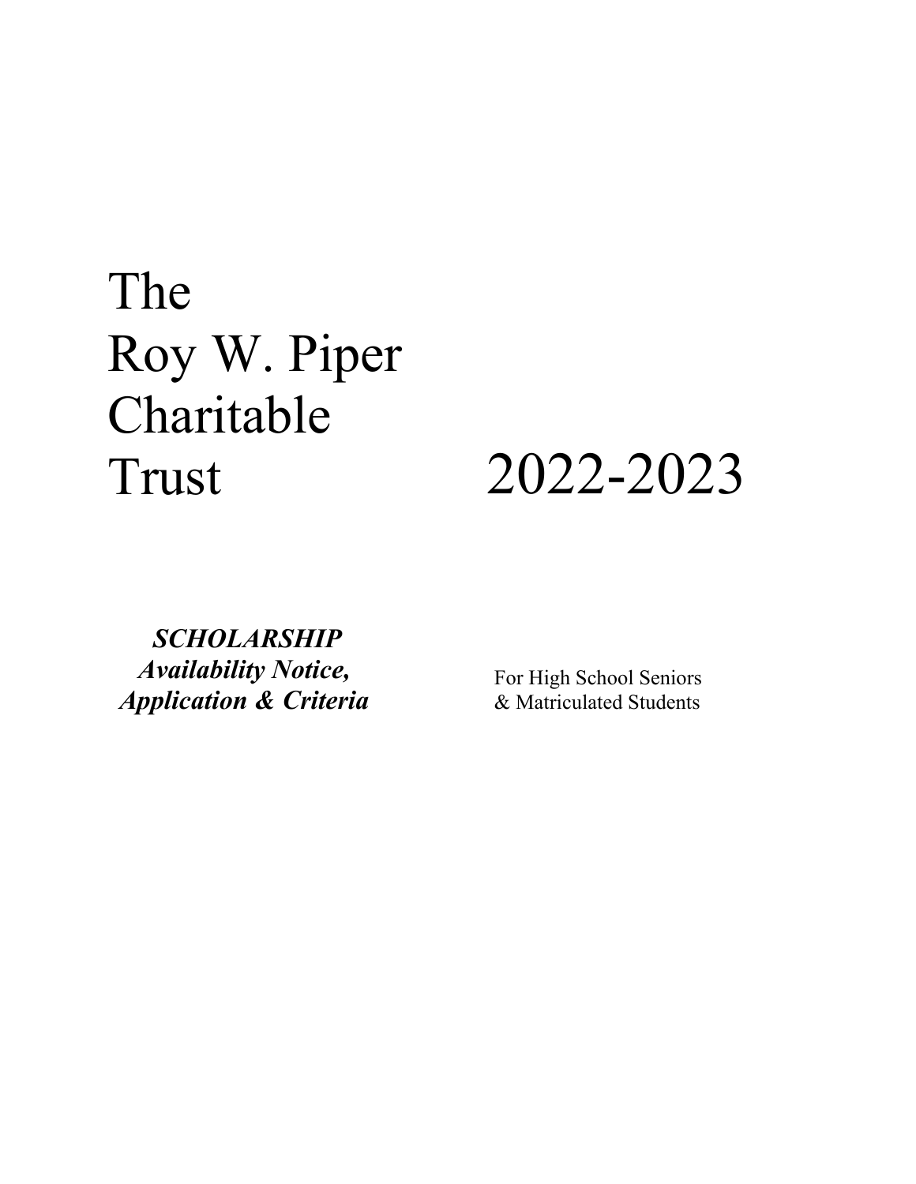# The Roy W. Piper Charitable Trust 2022-2023

***SCHOLARSHIP***
***Availability Notice,***
***Application & Criteria***

For High School Seniors
& Matriculated Students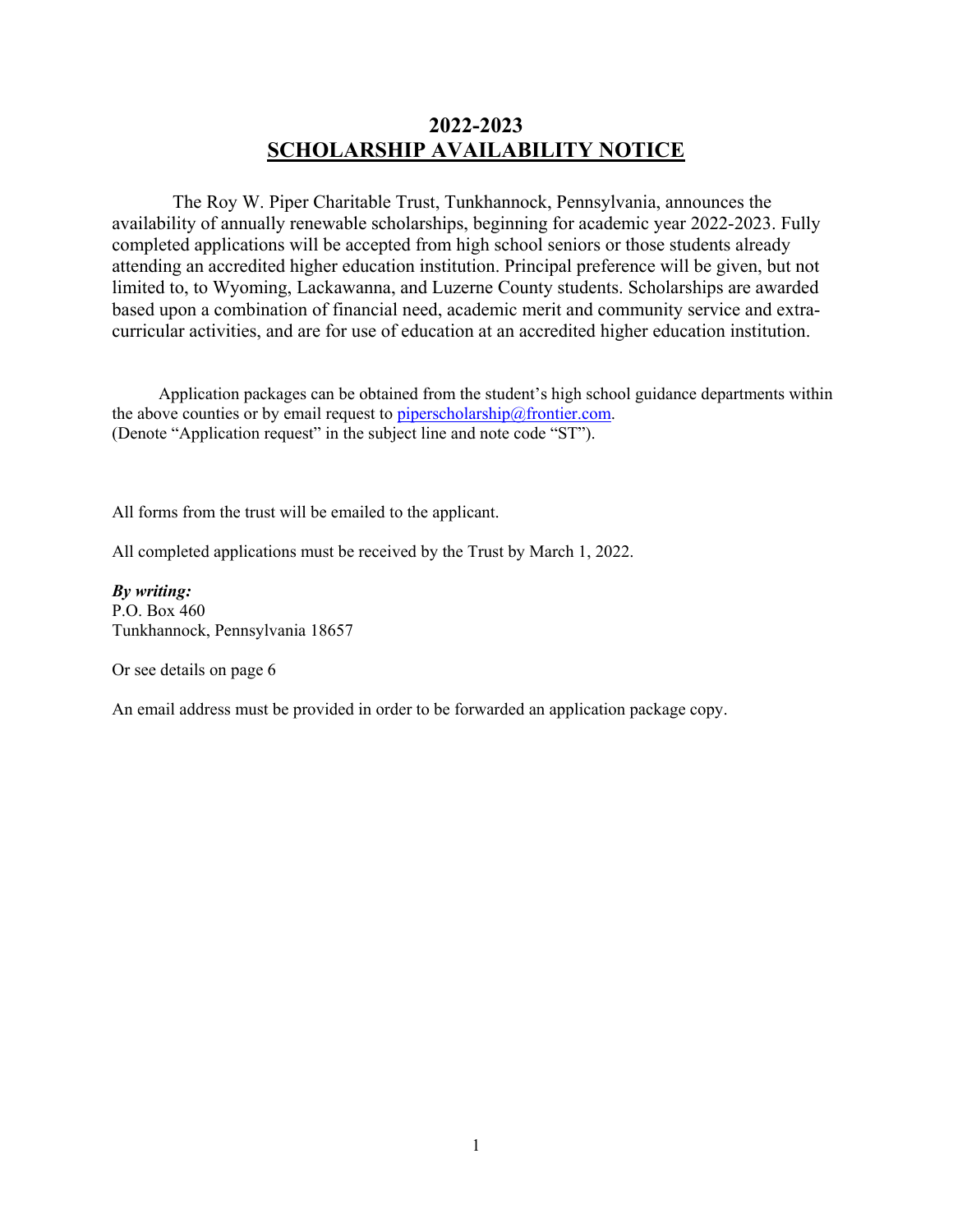# 2022-2023
# SCHOLARSHIP AVAILABILITY NOTICE

The Roy W. Piper Charitable Trust, Tunkhannock, Pennsylvania, announces the availability of annually renewable scholarships, beginning for academic year 2022-2023. Fully completed applications will be accepted from high school seniors or those students already attending an accredited higher education institution. Principal preference will be given, but not limited to, to Wyoming, Lackawanna, and Luzerne County students. Scholarships are awarded based upon a combination of financial need, academic merit and community service and extra-curricular activities, and are for use of education at an accredited higher education institution.

Application packages can be obtained from the student's high school guidance departments within the above counties or by email request to piperscholarship@frontier.com. (Denote "Application request" in the subject line and note code "ST").

All forms from the trust will be emailed to the applicant.

All completed applications must be received by the Trust by March 1, 2022.

***By writing:***
P.O. Box 460
Tunkhannock, Pennsylvania 18657

Or see details on page 6

An email address must be provided in order to be forwarded an application package copy.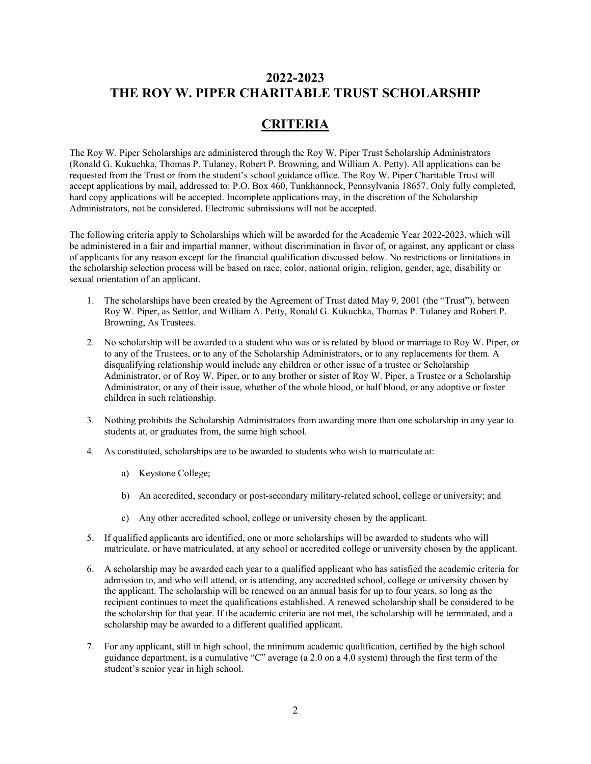# 2022-2023
# THE ROY W. PIPER CHARITABLE TRUST SCHOLARSHIP

## CRITERIA

The Roy W. Piper Scholarships are administered through the Roy W. Piper Trust Scholarship Administrators (Ronald G. Kukuchka, Thomas P. Tulaney, Robert P. Browning, and William A. Petty). All applications can be requested from the Trust or from the student's school guidance office. The Roy W. Piper Charitable Trust will accept applications by mail, addressed to: P.O. Box 460, Tunkhannock, Pennsylvania 18657. Only fully completed, hard copy applications will be accepted. Incomplete applications may, in the discretion of the Scholarship Administrators, not be considered. Electronic submissions will not be accepted.

The following criteria apply to Scholarships which will be awarded for the Academic Year 2022-2023, which will be administered in a fair and impartial manner, without discrimination in favor of, or against, any applicant or class of applicants for any reason except for the financial qualification discussed below. No restrictions or limitations in the scholarship selection process will be based on race, color, national origin, religion, gender, age, disability or sexual orientation of an applicant.

1. The scholarships have been created by the Agreement of Trust dated May 9, 2001 (the "Trust"), between Roy W. Piper, as Settlor, and William A. Petty, Ronald G. Kukuchka, Thomas P. Tulaney and Robert P. Browning, As Trustees.

2. No scholarship will be awarded to a student who was or is related by blood or marriage to Roy W. Piper, or to any of the Trustees, or to any of the Scholarship Administrators, or to any replacements for them. A disqualifying relationship would include any children or other issue of a trustee or Scholarship Administrator, or of Roy W. Piper, or to any brother or sister of Roy W. Piper, a Trustee or a Scholarship Administrator, or any of their issue, whether of the whole blood, or half blood, or any adoptive or foster children in such relationship.

3. Nothing prohibits the Scholarship Administrators from awarding more than one scholarship in any year to students at, or graduates from, the same high school.

4. As constituted, scholarships are to be awarded to students who wish to matriculate at:

    a) Keystone College;

    b) An accredited, secondary or post-secondary military-related school, college or university; and

    c) Any other accredited school, college or university chosen by the applicant.

5. If qualified applicants are identified, one or more scholarships will be awarded to students who will matriculate, or have matriculated, at any school or accredited college or university chosen by the applicant.

6. A scholarship may be awarded each year to a qualified applicant who has satisfied the academic criteria for admission to, and who will attend, or is attending, any accredited school, college or university chosen by the applicant. The scholarship will be renewed on an annual basis for up to four years, so long as the recipient continues to meet the qualifications established. A renewed scholarship shall be considered to be the scholarship for that year. If the academic criteria are not met, the scholarship will be terminated, and a scholarship may be awarded to a different qualified applicant.

7. For any applicant, still in high school, the minimum academic qualification, certified by the high school guidance department, is a cumulative "C" average (a 2.0 on a 4.0 system) through the first term of the student's senior year in high school.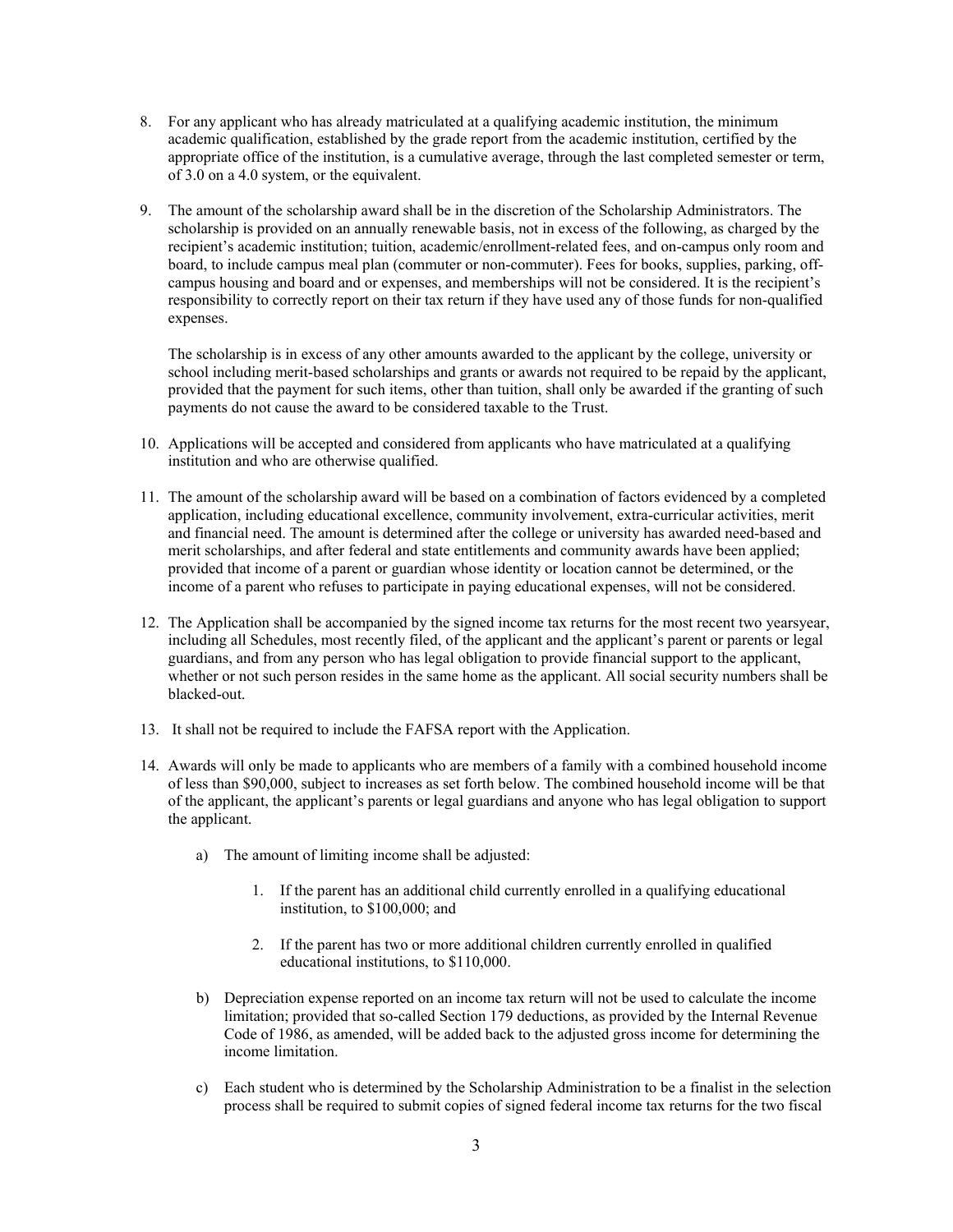8. For any applicant who has already matriculated at a qualifying academic institution, the minimum academic qualification, established by the grade report from the academic institution, certified by the appropriate office of the institution, is a cumulative average, through the last completed semester or term, of 3.0 on a 4.0 system, or the equivalent.

9. The amount of the scholarship award shall be in the discretion of the Scholarship Administrators. The scholarship is provided on an annually renewable basis, not in excess of the following, as charged by the recipient's academic institution; tuition, academic/enrollment-related fees, and on-campus only room and board, to include campus meal plan (commuter or non-commuter). Fees for books, supplies, parking, off-campus housing and board and or expenses, and memberships will not be considered. It is the recipient's responsibility to correctly report on their tax return if they have used any of those funds for non-qualified expenses.

   The scholarship is in excess of any other amounts awarded to the applicant by the college, university or school including merit-based scholarships and grants or awards not required to be repaid by the applicant, provided that the payment for such items, other than tuition, shall only be awarded if the granting of such payments do not cause the award to be considered taxable to the Trust.

10. Applications will be accepted and considered from applicants who have matriculated at a qualifying institution and who are otherwise qualified.

11. The amount of the scholarship award will be based on a combination of factors evidenced by a completed application, including educational excellence, community involvement, extra-curricular activities, merit and financial need. The amount is determined after the college or university has awarded need-based and merit scholarships, and after federal and state entitlements and community awards have been applied; provided that income of a parent or guardian whose identity or location cannot be determined, or the income of a parent who refuses to participate in paying educational expenses, will not be considered.

12. The Application shall be accompanied by the signed income tax returns for the most recent two yearsyear, including all Schedules, most recently filed, of the applicant and the applicant's parent or parents or legal guardians, and from any person who has legal obligation to provide financial support to the applicant, whether or not such person resides in the same home as the applicant. All social security numbers shall be blacked-out.

13. It shall not be required to include the FAFSA report with the Application.

14. Awards will only be made to applicants who are members of a family with a combined household income of less than $90,000, subject to increases as set forth below. The combined household income will be that of the applicant, the applicant's parents or legal guardians and anyone who has legal obligation to support the applicant.

    a) The amount of limiting income shall be adjusted:

       1. If the parent has an additional child currently enrolled in a qualifying educational institution, to $100,000; and

       2. If the parent has two or more additional children currently enrolled in qualified educational institutions, to $110,000.

    b) Depreciation expense reported on an income tax return will not be used to calculate the income limitation; provided that so-called Section 179 deductions, as provided by the Internal Revenue Code of 1986, as amended, will be added back to the adjusted gross income for determining the income limitation.

    c) Each student who is determined by the Scholarship Administration to be a finalist in the selection process shall be required to submit copies of signed federal income tax returns for the two fiscal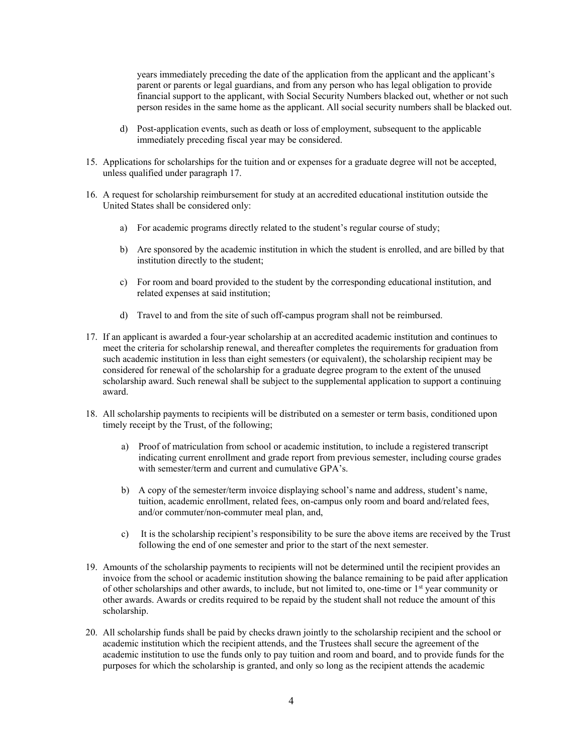years immediately preceding the date of the application from the applicant and the applicant's parent or parents or legal guardians, and from any person who has legal obligation to provide financial support to the applicant, with Social Security Numbers blacked out, whether or not such person resides in the same home as the applicant. All social security numbers shall be blacked out.

d) Post-application events, such as death or loss of employment, subsequent to the applicable immediately preceding fiscal year may be considered.

15. Applications for scholarships for the tuition and or expenses for a graduate degree will not be accepted, unless qualified under paragraph 17.

16. A request for scholarship reimbursement for study at an accredited educational institution outside the United States shall be considered only:

    a) For academic programs directly related to the student's regular course of study;

    b) Are sponsored by the academic institution in which the student is enrolled, and are billed by that institution directly to the student;

    c) For room and board provided to the student by the corresponding educational institution, and related expenses at said institution;

    d) Travel to and from the site of such off-campus program shall not be reimbursed.

17. If an applicant is awarded a four-year scholarship at an accredited academic institution and continues to meet the criteria for scholarship renewal, and thereafter completes the requirements for graduation from such academic institution in less than eight semesters (or equivalent), the scholarship recipient may be considered for renewal of the scholarship for a graduate degree program to the extent of the unused scholarship award. Such renewal shall be subject to the supplemental application to support a continuing award.

18. All scholarship payments to recipients will be distributed on a semester or term basis, conditioned upon timely receipt by the Trust, of the following;

    a) Proof of matriculation from school or academic institution, to include a registered transcript indicating current enrollment and grade report from previous semester, including course grades with semester/term and current and cumulative GPA's.

    b) A copy of the semester/term invoice displaying school's name and address, student's name, tuition, academic enrollment, related fees, on-campus only room and board and/related fees, and/or commuter/non-commuter meal plan, and,

    c) It is the scholarship recipient's responsibility to be sure the above items are received by the Trust following the end of one semester and prior to the start of the next semester.

19. Amounts of the scholarship payments to recipients will not be determined until the recipient provides an invoice from the school or academic institution showing the balance remaining to be paid after application of other scholarships and other awards, to include, but not limited to, one-time or 1st year community or other awards. Awards or credits required to be repaid by the student shall not reduce the amount of this scholarship.

20. All scholarship funds shall be paid by checks drawn jointly to the scholarship recipient and the school or academic institution which the recipient attends, and the Trustees shall secure the agreement of the academic institution to use the funds only to pay tuition and room and board, and to provide funds for the purposes for which the scholarship is granted, and only so long as the recipient attends the academic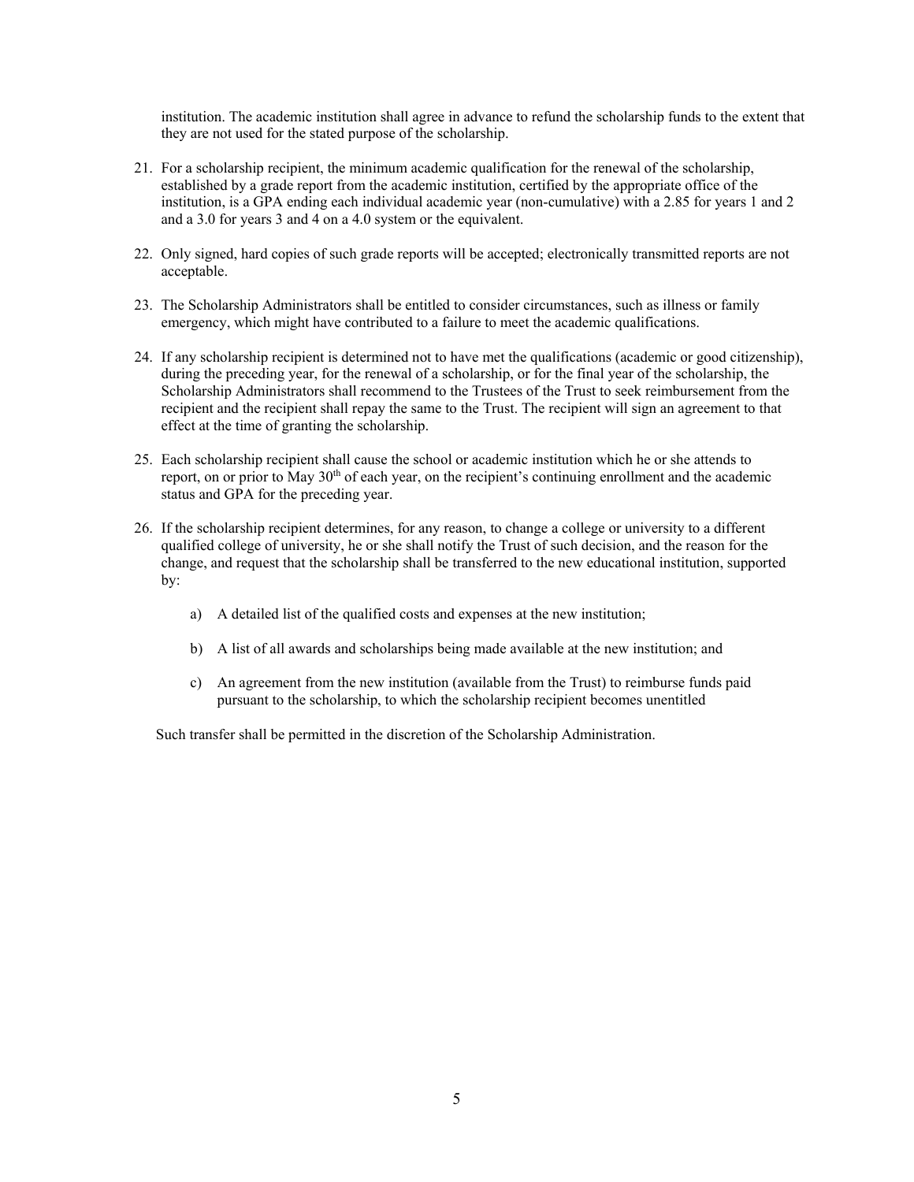institution. The academic institution shall agree in advance to refund the scholarship funds to the extent that they are not used for the stated purpose of the scholarship.

21. For a scholarship recipient, the minimum academic qualification for the renewal of the scholarship, established by a grade report from the academic institution, certified by the appropriate office of the institution, is a GPA ending each individual academic year (non-cumulative) with a 2.85 for years 1 and 2 and a 3.0 for years 3 and 4 on a 4.0 system or the equivalent.

22. Only signed, hard copies of such grade reports will be accepted; electronically transmitted reports are not acceptable.

23. The Scholarship Administrators shall be entitled to consider circumstances, such as illness or family emergency, which might have contributed to a failure to meet the academic qualifications.

24. If any scholarship recipient is determined not to have met the qualifications (academic or good citizenship), during the preceding year, for the renewal of a scholarship, or for the final year of the scholarship, the Scholarship Administrators shall recommend to the Trustees of the Trust to seek reimbursement from the recipient and the recipient shall repay the same to the Trust. The recipient will sign an agreement to that effect at the time of granting the scholarship.

25. Each scholarship recipient shall cause the school or academic institution which he or she attends to report, on or prior to May 30th of each year, on the recipient's continuing enrollment and the academic status and GPA for the preceding year.

26. If the scholarship recipient determines, for any reason, to change a college or university to a different qualified college of university, he or she shall notify the Trust of such decision, and the reason for the change, and request that the scholarship shall be transferred to the new educational institution, supported by:

    a) A detailed list of the qualified costs and expenses at the new institution;

    b) A list of all awards and scholarships being made available at the new institution; and

    c) An agreement from the new institution (available from the Trust) to reimburse funds paid pursuant to the scholarship, to which the scholarship recipient becomes unentitled

Such transfer shall be permitted in the discretion of the Scholarship Administration.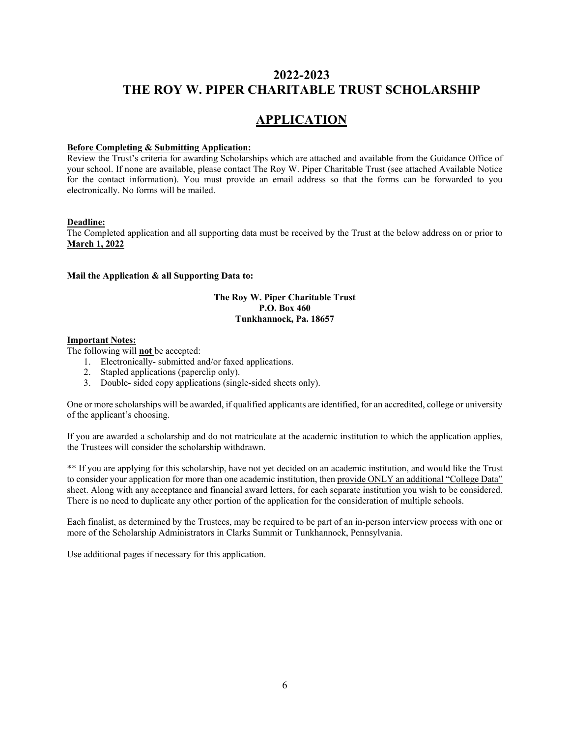## 2022-2023
## THE ROY W. PIPER CHARITABLE TRUST SCHOLARSHIP

## APPLICATION

**Before Completing & Submitting Application:**
Review the Trust's criteria for awarding Scholarships which are attached and available from the Guidance Office of your school. If none are available, please contact The Roy W. Piper Charitable Trust (see attached Available Notice for the contact information). You must provide an email address so that the forms can be forwarded to you electronically. No forms will be mailed.

**Deadline:**
The Completed application and all supporting data must be received by the Trust at the below address on or prior to **March 1, 2022**

**Mail the Application & all Supporting Data to:**

**The Roy W. Piper Charitable Trust**
**P.O. Box 460**
**Tunkhannock, Pa. 18657**

**Important Notes:**
The following will **not** be accepted:

1. Electronically- submitted and/or faxed applications.
2. Stapled applications (paperclip only).
3. Double- sided copy applications (single-sided sheets only).

One or more scholarships will be awarded, if qualified applicants are identified, for an accredited, college or university of the applicant's choosing.

If you are awarded a scholarship and do not matriculate at the academic institution to which the application applies, the Trustees will consider the scholarship withdrawn.

** If you are applying for this scholarship, have not yet decided on an academic institution, and would like the Trust to consider your application for more than one academic institution, then provide ONLY an additional "College Data" sheet. Along with any acceptance and financial award letters, for each separate institution you wish to be considered. There is no need to duplicate any other portion of the application for the consideration of multiple schools.

Each finalist, as determined by the Trustees, may be required to be part of an in-person interview process with one or more of the Scholarship Administrators in Clarks Summit or Tunkhannock, Pennsylvania.

Use additional pages if necessary for this application.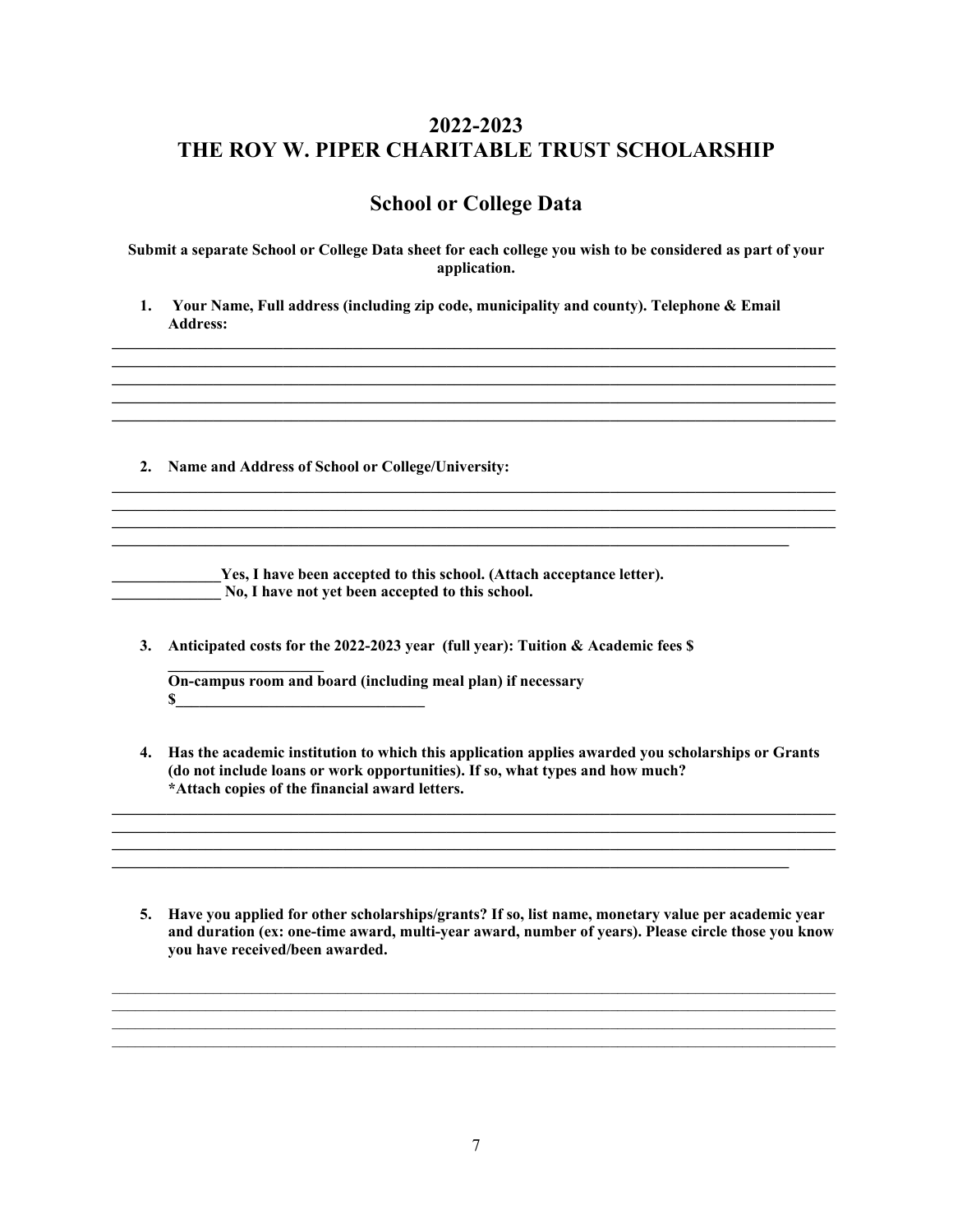# 2022-2023
# THE ROY W. PIPER CHARITABLE TRUST SCHOLARSHIP

## School or College Data

**Submit a separate School or College Data sheet for each college you wish to be considered as part of your application.**

1. **Your Name, Full address (including zip code, municipality and county). Telephone & Email Address:**

______________________________________________________________________________________
______________________________________________________________________________________
______________________________________________________________________________________
______________________________________________________________________________________
______________________________________________________________________________________

2. **Name and Address of School or College/University:**

______________________________________________________________________________________
______________________________________________________________________________________
______________________________________________________________________________________
___________________________________________________________________________________

**______________Yes, I have been accepted to this school. (Attach acceptance letter).**
**______________ No, I have not yet been accepted to this school.**

3. **Anticipated costs for the 2022-2023 year (full year): Tuition & Academic fees $ ____________________**

   **On-campus room and board (including meal plan) if necessary $_________________________________**

4. **Has the academic institution to which this application applies awarded you scholarships or Grants (do not include loans or work opportunities). If so, what types and how much?**
   **\*Attach copies of the financial award letters.**

______________________________________________________________________________________
______________________________________________________________________________________
______________________________________________________________________________________
___________________________________________________________________________________

5. **Have you applied for other scholarships/grants? If so, list name, monetary value per academic year and duration (ex: one-time award, multi-year award, number of years). Please circle those you know you have received/been awarded.**

______________________________________________________________________________________
______________________________________________________________________________________
______________________________________________________________________________________
______________________________________________________________________________________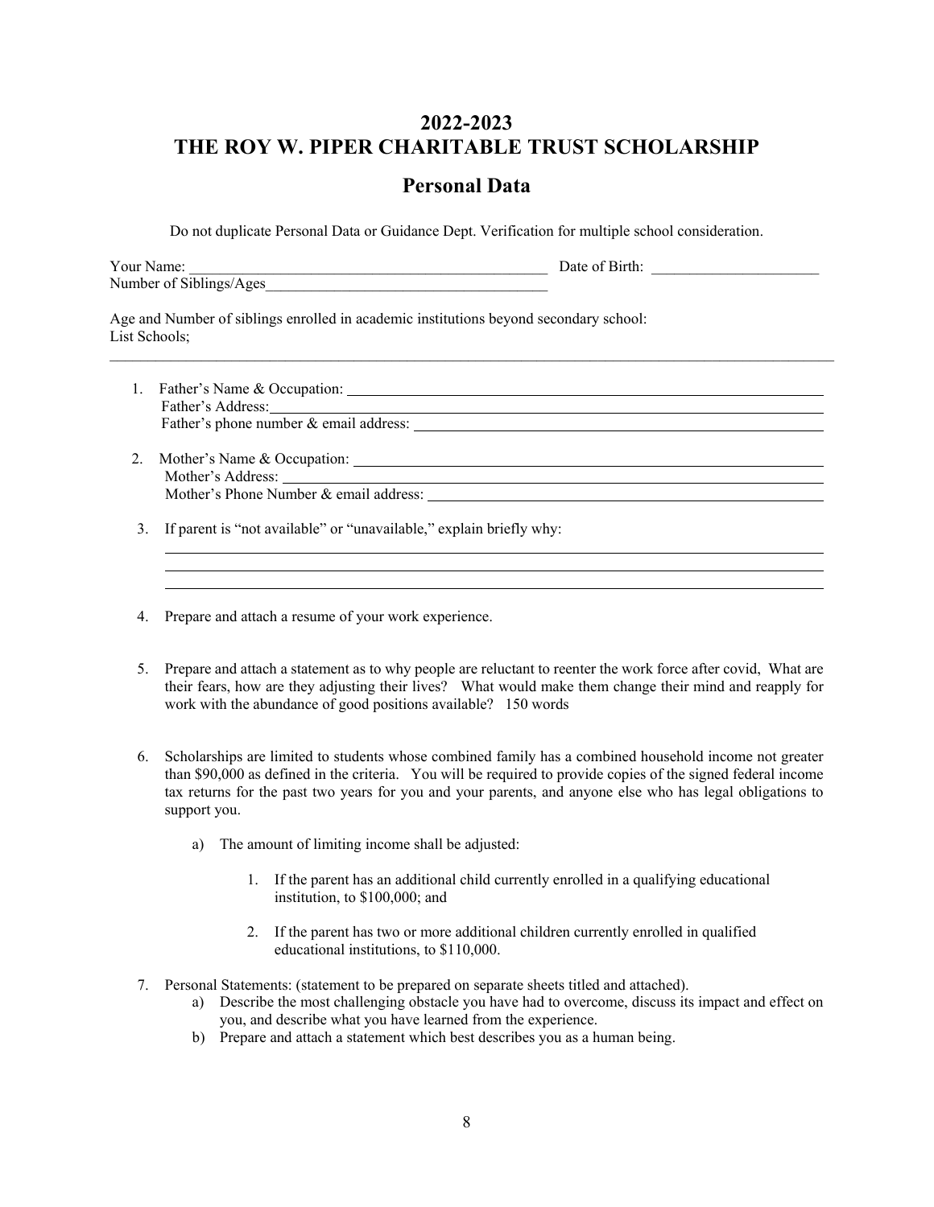## 2022-2023
## THE ROY W. PIPER CHARITABLE TRUST SCHOLARSHIP

### Personal Data

Do not duplicate Personal Data or Guidance Dept. Verification for multiple school consideration.

Your Name: _________________________________________________ Date of Birth: ______________________
Number of Siblings/Ages______________________________________

Age and Number of siblings enrolled in academic institutions beyond secondary school:
List Schools;

_______________________________________________________________________________________________

1. Father's Name & Occupation: ______________________________________________________________
   Father's Address: ________________________________________________________________________
   Father's phone number & email address: _____________________________________________________

2. Mother's Name & Occupation: _____________________________________________________________
   Mother's Address: _______________________________________________________________________
   Mother's Phone Number & email address: _____________________________________________________

3. If parent is "not available" or "unavailable," explain briefly why:
   ________________________________________________________________________________________
   ________________________________________________________________________________________
   ________________________________________________________________________________________

4. Prepare and attach a resume of your work experience.

5. Prepare and attach a statement as to why people are reluctant to reenter the work force after covid, What are their fears, how are they adjusting their lives? What would make them change their mind and reapply for work with the abundance of good positions available? 150 words

6. Scholarships are limited to students whose combined family has a combined household income not greater than $90,000 as defined in the criteria. You will be required to provide copies of the signed federal income tax returns for the past two years for you and your parents, and anyone else who has legal obligations to support you.

   a) The amount of limiting income shall be adjusted:

      1. If the parent has an additional child currently enrolled in a qualifying educational institution, to $100,000; and

      2. If the parent has two or more additional children currently enrolled in qualified educational institutions, to $110,000.

7. Personal Statements: (statement to be prepared on separate sheets titled and attached).
   a) Describe the most challenging obstacle you have had to overcome, discuss its impact and effect on you, and describe what you have learned from the experience.
   b) Prepare and attach a statement which best describes you as a human being.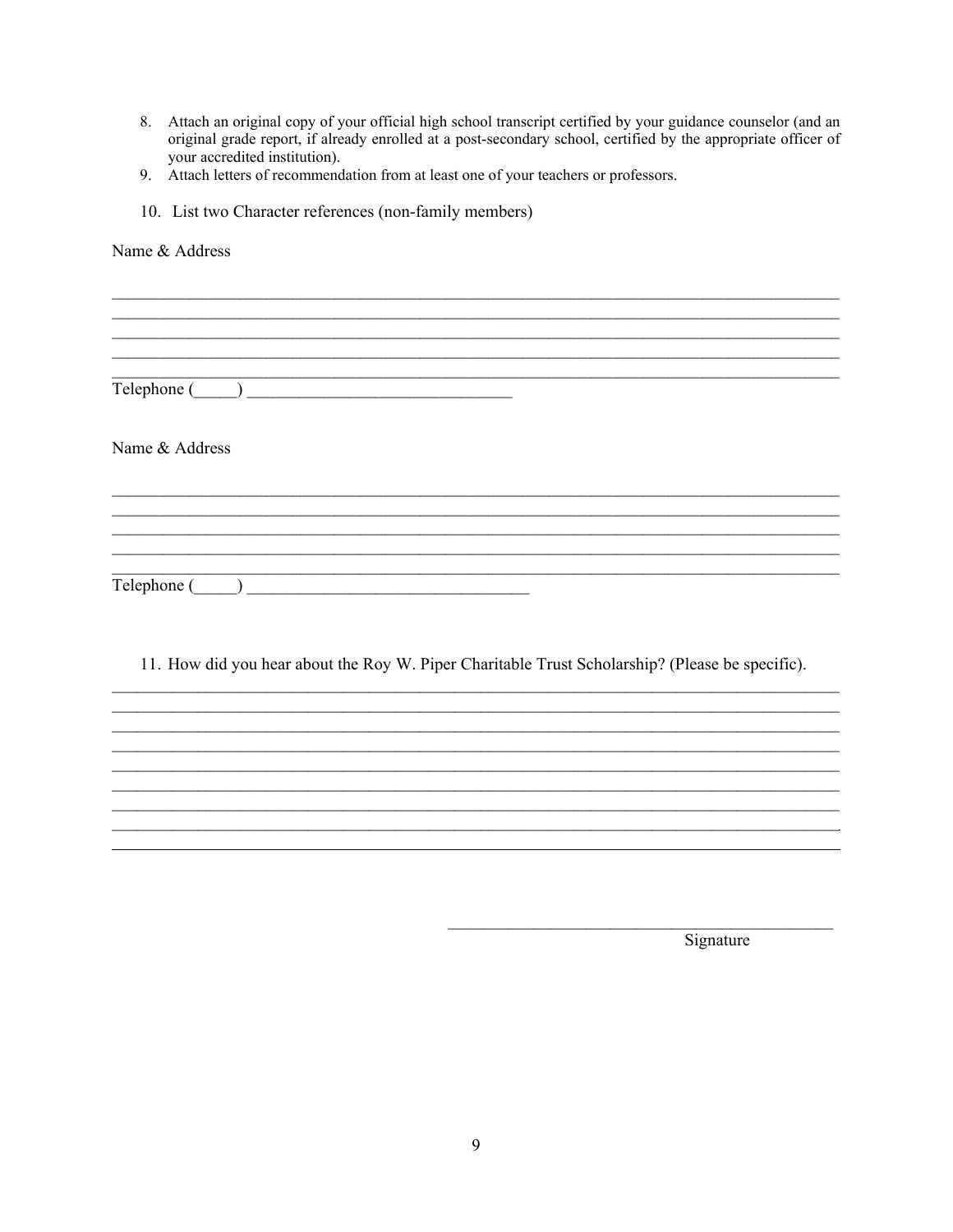8. Attach an original copy of your official high school transcript certified by your guidance counselor (and an original grade report, if already enrolled at a post-secondary school, certified by the appropriate officer of your accredited institution).
9. Attach letters of recommendation from at least one of your teachers or professors.
10. List two Character references (non-family members)

Name & Address

_______________________________________________________________________________

_______________________________________________________________________________

_______________________________________________________________________________

_______________________________________________________________________________

_______________________________________________________________________________

Telephone (_____) ______________________________

Name & Address

_______________________________________________________________________________

_______________________________________________________________________________

_______________________________________________________________________________

_______________________________________________________________________________

_______________________________________________________________________________

Telephone (_____) ________________________________

11. How did you hear about the Roy W. Piper Charitable Trust Scholarship? (Please be specific).

_______________________________________________________________________________

_______________________________________________________________________________

_______________________________________________________________________________

_______________________________________________________________________________

_______________________________________________________________________________

_______________________________________________________________________________

_______________________________________________________________________________

_______________________________________________________________________________

_______________________________________________________________________________

_____________________________________________

Signature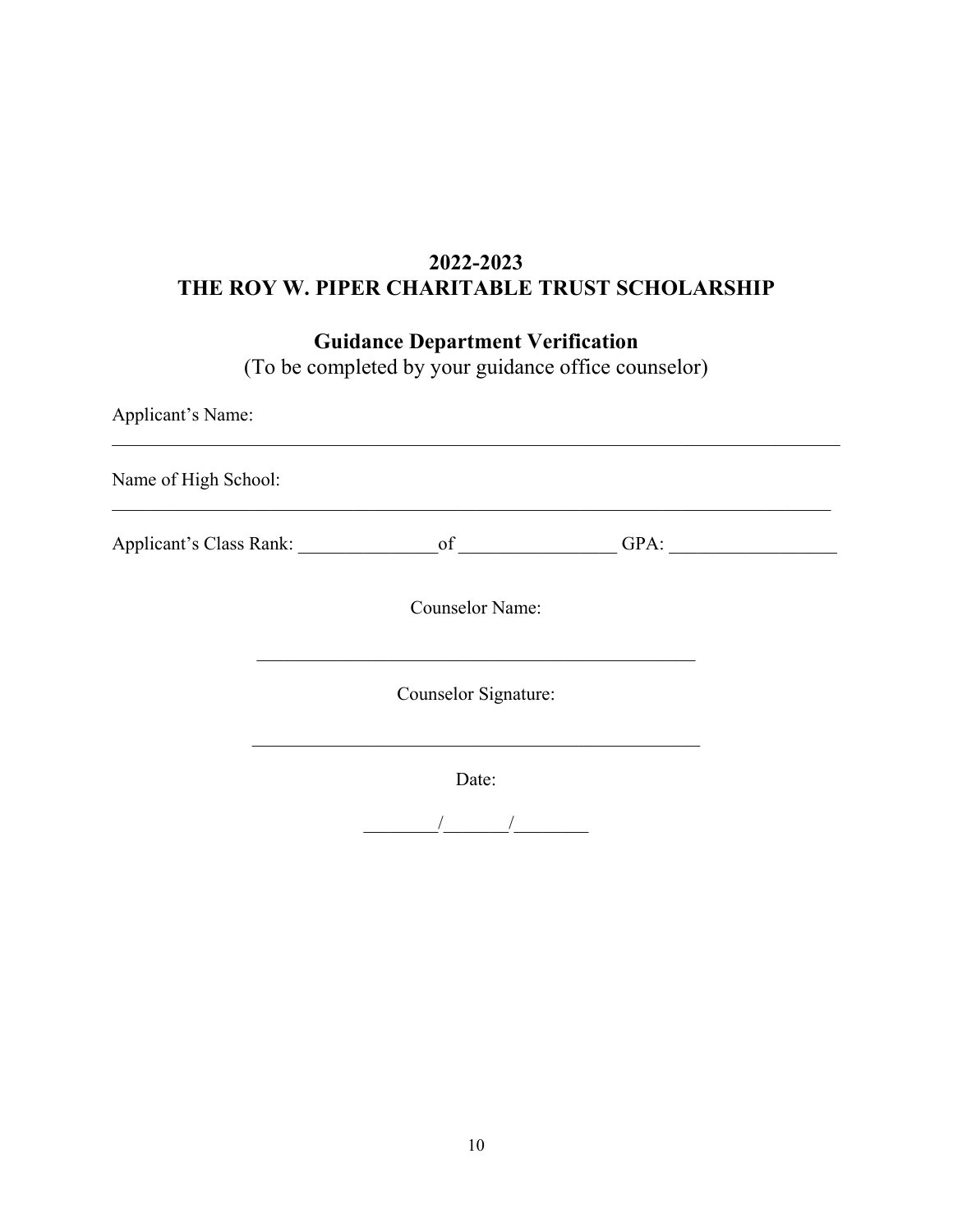# 2022-2023
# THE ROY W. PIPER CHARITABLE TRUST SCHOLARSHIP

## Guidance Department Verification

(To be completed by your guidance office counselor)

Applicant's Name:

_______________________________________________________________________________

Name of High School:

_______________________________________________________________________________

Applicant's Class Rank: _______________of _________________ GPA: __________________

Counselor Name:

_________________________________________________

Counselor Signature:

__________________________________________________

Date:

________/_______/________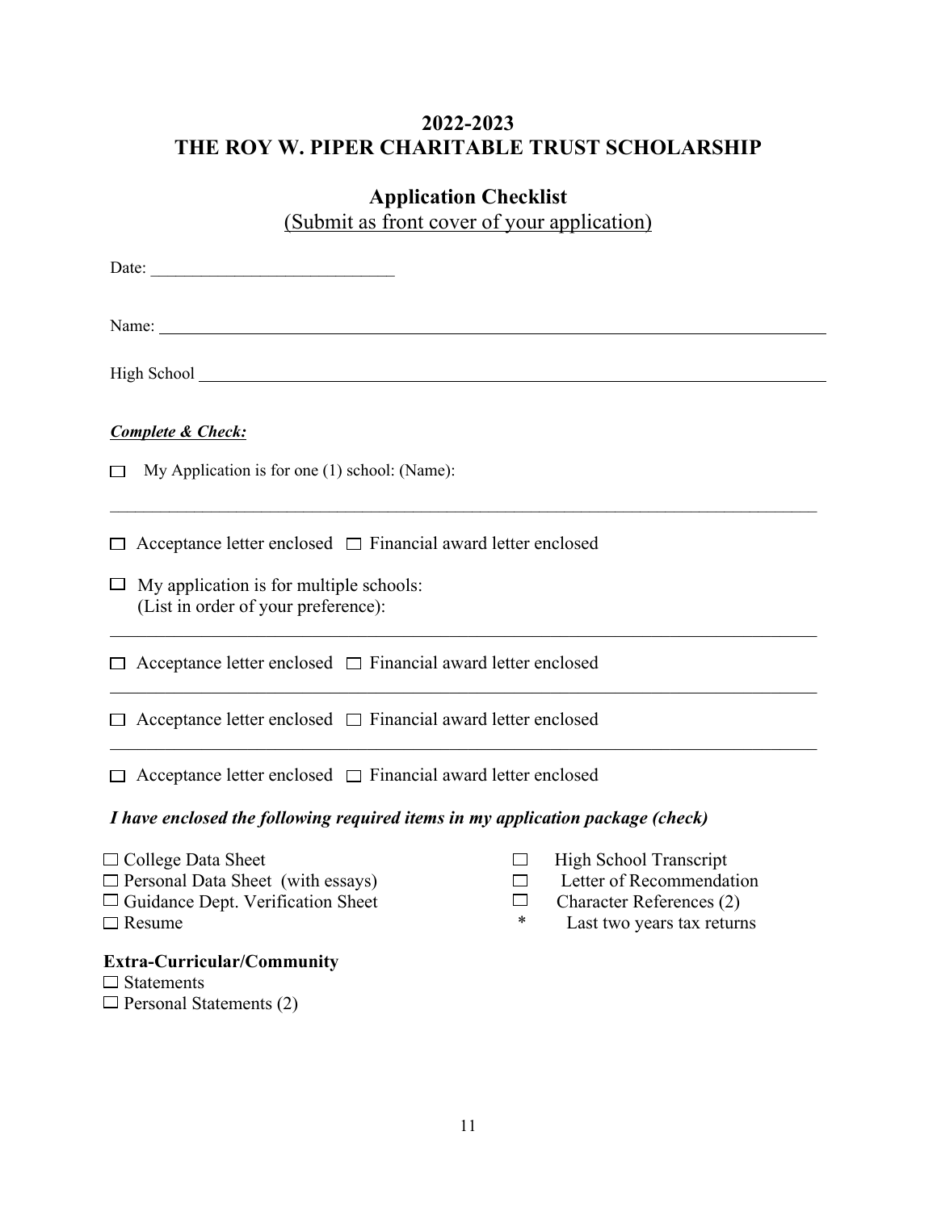# 2022-2023
# THE ROY W. PIPER CHARITABLE TRUST SCHOLARSHIP

## Application Checklist

(Submit as front cover of your application)

Date: ______________________________

Name: ______________________________________________________________________

High School ______________________________________________________________________

***Complete & Check:***

☐ My Application is for one (1) school: (Name):

______________________________________________________________________

☐ Acceptance letter enclosed ☐ Financial award letter enclosed

☐ My application is for multiple schools:
(List in order of your preference):

______________________________________________________________________

☐ Acceptance letter enclosed ☐ Financial award letter enclosed

______________________________________________________________________

☐ Acceptance letter enclosed ☐ Financial award letter enclosed

______________________________________________________________________

☐ Acceptance letter enclosed ☐ Financial award letter enclosed

***I have enclosed the following required items in my application package (check)***

☐ College Data Sheet
☐ Personal Data Sheet (with essays)
☐ Guidance Dept. Verification Sheet
☐ Resume

☐ High School Transcript
☐ Letter of Recommendation
☐ Character References (2)
* Last two years tax returns

**Extra-Curricular/Community**

☐ Statements
☐ Personal Statements (2)